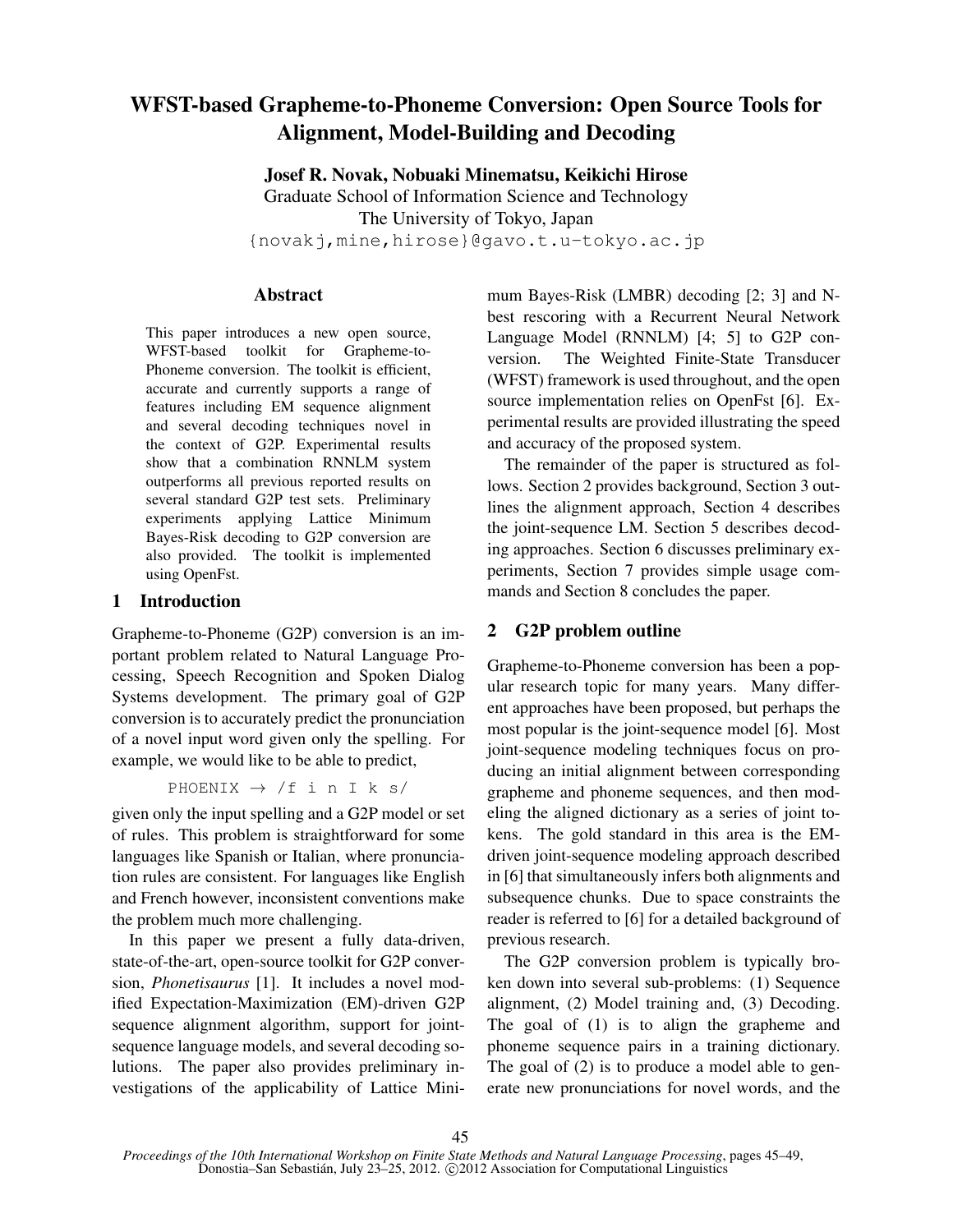# WFST-based Grapheme-to-Phoneme Conversion: Open Source Tools for Alignment, Model-Building and Decoding

**Josef R. Novak, Nobuaki Minematsu, Keikichi Hirose**

Graduate School of Information Science and Technology
The University of Tokyo, Japan
{novakj,mine,hirose}@gavo.t.u-tokyo.ac.jp

## Abstract

This paper introduces a new open source, WFST-based toolkit for Grapheme-to-Phoneme conversion. The toolkit is efficient, accurate and currently supports a range of features including EM sequence alignment and several decoding techniques novel in the context of G2P. Experimental results show that a combination RNNLM system outperforms all previous reported results on several standard G2P test sets. Preliminary experiments applying Lattice Minimum Bayes-Risk decoding to G2P conversion are also provided. The toolkit is implemented using OpenFst.

## 1 Introduction

Grapheme-to-Phoneme (G2P) conversion is an important problem related to Natural Language Processing, Speech Recognition and Spoken Dialog Systems development. The primary goal of G2P conversion is to accurately predict the pronunciation of a novel input word given only the spelling. For example, we would like to be able to predict,

PHOENIX $\rightarrow$ /f i n I k s/

given only the input spelling and a G2P model or set of rules. This problem is straightforward for some languages like Spanish or Italian, where pronunciation rules are consistent. For languages like English and French however, inconsistent conventions make the problem much more challenging.

In this paper we present a fully data-driven, state-of-the-art, open-source toolkit for G2P conversion, *Phonetisaurus* [1]. It includes a novel modified Expectation-Maximization (EM)-driven G2P sequence alignment algorithm, support for joint-sequence language models, and several decoding solutions. The paper also provides preliminary investigations of the applicability of Lattice Minimum Bayes-Risk (LMBR) decoding [2; 3] and N-best rescoring with a Recurrent Neural Network Language Model (RNNLM) [4; 5] to G2P conversion. The Weighted Finite-State Transducer (WFST) framework is used throughout, and the open source implementation relies on OpenFst [6]. Experimental results are provided illustrating the speed and accuracy of the proposed system.

The remainder of the paper is structured as follows. Section 2 provides background, Section 3 outlines the alignment approach, Section 4 describes the joint-sequence LM. Section 5 describes decoding approaches. Section 6 discusses preliminary experiments, Section 7 provides simple usage commands and Section 8 concludes the paper.

## 2 G2P problem outline

Grapheme-to-Phoneme conversion has been a popular research topic for many years. Many different approaches have been proposed, but perhaps the most popular is the joint-sequence model [6]. Most joint-sequence modeling techniques focus on producing an initial alignment between corresponding grapheme and phoneme sequences, and then modeling the aligned dictionary as a series of joint tokens. The gold standard in this area is the EM-driven joint-sequence modeling approach described in [6] that simultaneously infers both alignments and subsequence chunks. Due to space constraints the reader is referred to [6] for a detailed background of previous research.

The G2P conversion problem is typically broken down into several sub-problems: (1) Sequence alignment, (2) Model training and, (3) Decoding. The goal of (1) is to align the grapheme and phoneme sequence pairs in a training dictionary. The goal of (2) is to produce a model able to generate new pronunciations for novel words, and the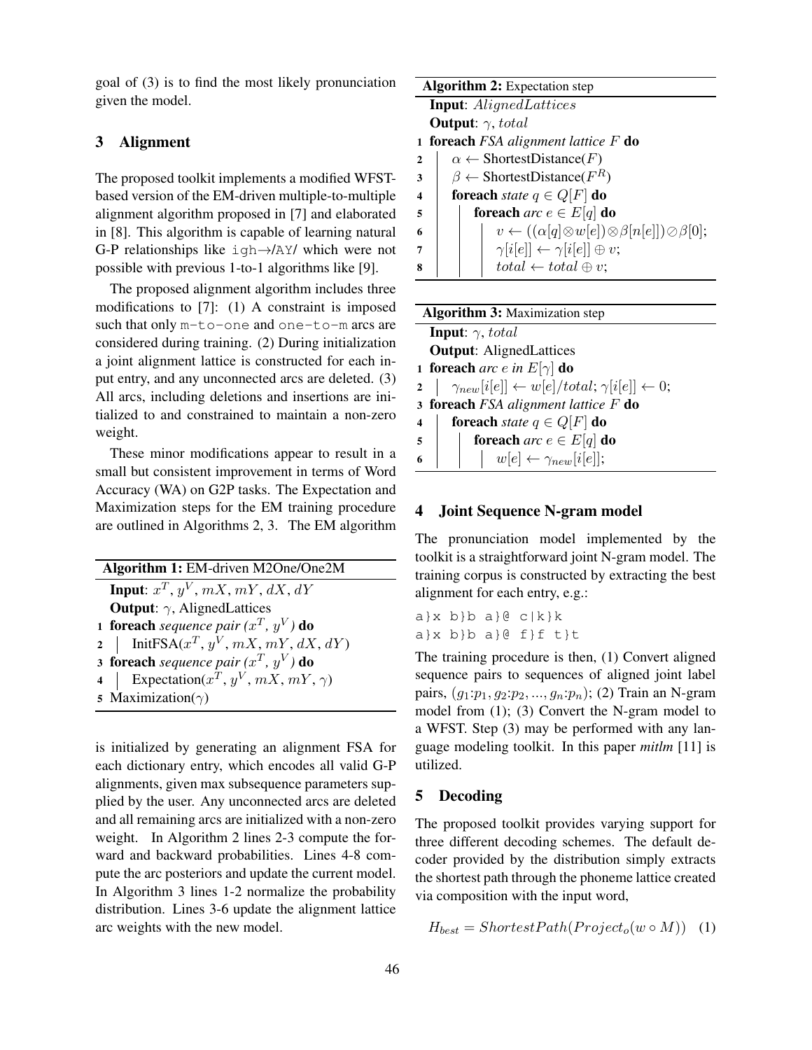goal of (3) is to find the most likely pronunciation given the model.

## 3 Alignment

The proposed toolkit implements a modified WFST-based version of the EM-driven multiple-to-multiple alignment algorithm proposed in [7] and elaborated in [8]. This algorithm is capable of learning natural G-P relationships like `igh`→/`AY`/ which were not possible with previous 1-to-1 algorithms like [9].

The proposed alignment algorithm includes three modifications to [7]: (1) A constraint is imposed such that only `m-to-one` and `one-to-m` arcs are considered during training. (2) During initialization a joint alignment lattice is constructed for each input entry, and any unconnected arcs are deleted. (3) All arcs, including deletions and insertions are initialized to and constrained to maintain a non-zero weight.

These minor modifications appear to result in a small but consistent improvement in terms of Word Accuracy (WA) on G2P tasks. The Expectation and Maximization steps for the EM training procedure are outlined in Algorithms 2, 3. The EM algorithm

**Algorithm 1:** EM-driven M2One/One2M

**Input**: $x^T, y^V, mX, mY, dX, dY$
**Output**: $\gamma$, AlignedLattices
1 **foreach** *sequence pair* $(x^T, y^V)$ **do**
2 &nbsp;&nbsp;&nbsp;&nbsp;InitFSA($x^T, y^V, mX, mY, dX, dY$)
3 **foreach** *sequence pair* $(x^T, y^V)$ **do**
4 &nbsp;&nbsp;&nbsp;&nbsp;Expectation($x^T, y^V, mX, mY, \gamma$)
5 Maximization($\gamma$)

is initialized by generating an alignment FSA for each dictionary entry, which encodes all valid G-P alignments, given max subsequence parameters supplied by the user. Any unconnected arcs are deleted and all remaining arcs are initialized with a non-zero weight. In Algorithm 2 lines 2-3 compute the forward and backward probabilities. Lines 4-8 compute the arc posteriors and update the current model. In Algorithm 3 lines 1-2 normalize the probability distribution. Lines 3-6 update the alignment lattice arc weights with the new model.

**Algorithm 2:** Expectation step

**Input**: $AlignedLattices$
**Output**: $\gamma, total$
1 **foreach** *FSA alignment lattice* $F$ **do**
2 &nbsp;&nbsp;&nbsp;&nbsp;$\alpha \leftarrow$ ShortestDistance($F$)
3 &nbsp;&nbsp;&nbsp;&nbsp;$\beta \leftarrow$ ShortestDistance($F^R$)
4 &nbsp;&nbsp;&nbsp;&nbsp;**foreach** *state* $q \in Q[F]$ **do**
5 &nbsp;&nbsp;&nbsp;&nbsp;&nbsp;&nbsp;&nbsp;&nbsp;**foreach** *arc* $e \in E[q]$ **do**
6 &nbsp;&nbsp;&nbsp;&nbsp;&nbsp;&nbsp;&nbsp;&nbsp;&nbsp;&nbsp;&nbsp;&nbsp;$v \leftarrow ((\alpha[q] \otimes w[e]) \otimes \beta[n[e]]) \oslash \beta[0]$;
7 &nbsp;&nbsp;&nbsp;&nbsp;&nbsp;&nbsp;&nbsp;&nbsp;&nbsp;&nbsp;&nbsp;&nbsp;$\gamma[i[e]] \leftarrow \gamma[i[e]] \oplus v$;
8 &nbsp;&nbsp;&nbsp;&nbsp;&nbsp;&nbsp;&nbsp;&nbsp;&nbsp;&nbsp;&nbsp;&nbsp;$total \leftarrow total \oplus v$;

**Algorithm 3:** Maximization step

**Input**: $\gamma, total$
**Output**: AlignedLattices
1 **foreach** *arc* $e$ *in* $E[\gamma]$ **do**
2 &nbsp;&nbsp;&nbsp;&nbsp;$\gamma_{new}[i[e]] \leftarrow w[e]/total$; $\gamma[i[e]] \leftarrow 0$;
3 **foreach** *FSA alignment lattice* $F$ **do**
4 &nbsp;&nbsp;&nbsp;&nbsp;**foreach** *state* $q \in Q[F]$ **do**
5 &nbsp;&nbsp;&nbsp;&nbsp;&nbsp;&nbsp;&nbsp;&nbsp;**foreach** *arc* $e \in E[q]$ **do**
6 &nbsp;&nbsp;&nbsp;&nbsp;&nbsp;&nbsp;&nbsp;&nbsp;&nbsp;&nbsp;&nbsp;&nbsp;$w[e] \leftarrow \gamma_{new}[i[e]]$;

## 4 Joint Sequence N-gram model

The pronunciation model implemented by the toolkit is a straightforward joint N-gram model. The training corpus is constructed by extracting the best alignment for each entry, e.g.:

```
a}x b}b a}@ c|k}k
a}x b}b a}@ f}f t}t
```

The training procedure is then, (1) Convert aligned sequence pairs to sequences of aligned joint label pairs, $(g_1{:}p_1, g_2{:}p_2, ..., g_n{:}p_n)$; (2) Train an N-gram model from (1); (3) Convert the N-gram model to a WFST. Step (3) may be performed with any language modeling toolkit. In this paper *mitlm* [11] is utilized.

## 5 Decoding

The proposed toolkit provides varying support for three different decoding schemes. The default decoder provided by the distribution simply extracts the shortest path through the phoneme lattice created via composition with the input word,

$$H_{best} = ShortestPath(Project_o(w \circ M)) \quad (1)$$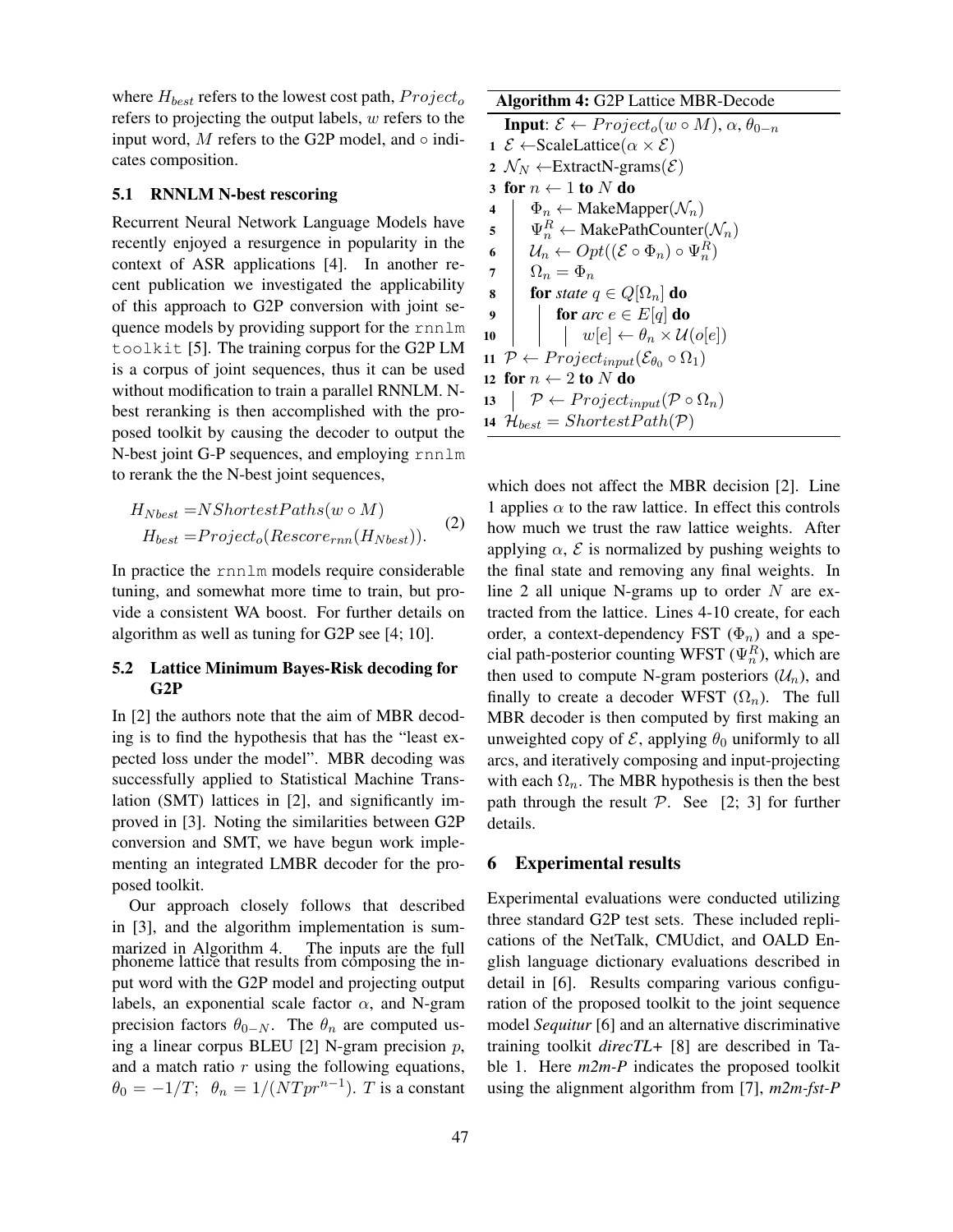where $H_{best}$ refers to the lowest cost path, $Project_o$ refers to projecting the output labels, $w$ refers to the input word, $M$ refers to the G2P model, and $\circ$ indicates composition.

### 5.1 RNNLM N-best rescoring

Recurrent Neural Network Language Models have recently enjoyed a resurgence in popularity in the context of ASR applications [4]. In another recent publication we investigated the applicability of this approach to G2P conversion with joint sequence models by providing support for the `rnnlm toolkit` [5]. The training corpus for the G2P LM is a corpus of joint sequences, thus it can be used without modification to train a parallel RNNLM. N-best reranking is then accomplished with the proposed toolkit by causing the decoder to output the N-best joint G-P sequences, and employing `rnnlm` to rerank the the N-best joint sequences,

$$
\begin{aligned}
H_{Nbest} &= NShortestPaths(w \circ M) \\
H_{best} &= Project_o(Rescore_{rnn}(H_{Nbest})).
\end{aligned}
\tag{2}
$$

In practice the `rnnlm` models require considerable tuning, and somewhat more time to train, but provide a consistent WA boost. For further details on algorithm as well as tuning for G2P see [4; 10].

### 5.2 Lattice Minimum Bayes-Risk decoding for G2P

In [2] the authors note that the aim of MBR decoding is to find the hypothesis that has the "least expected loss under the model". MBR decoding was successfully applied to Statistical Machine Translation (SMT) lattices in [2], and significantly improved in [3]. Noting the similarities between G2P conversion and SMT, we have begun work implementing an integrated LMBR decoder for the proposed toolkit.

Our approach closely follows that described in [3], and the algorithm implementation is summarized in Algorithm 4. The inputs are the full phoneme lattice that results from composing the input word with the G2P model and projecting output labels, an exponential scale factor $\alpha$, and N-gram precision factors $\theta_{0-N}$. The $\theta_n$ are computed using a linear corpus BLEU [2] N-gram precision $p$, and a match ratio $r$ using the following equations, $\theta_0 = -1/T$; $\theta_n = 1/(NTpr^{n-1})$. $T$ is a constant which does not affect the MBR decision [2]. Line 1 applies $\alpha$ to the raw lattice. In effect this controls how much we trust the raw lattice weights. After applying $\alpha$, $\mathcal{E}$ is normalized by pushing weights to the final state and removing any final weights. In line 2 all unique N-grams up to order $N$ are extracted from the lattice. Lines 4-10 create, for each order, a context-dependency FST ($\Phi_n$) and a special path-posterior counting WFST ($\Psi_n^R$), which are then used to compute N-gram posteriors ($\mathcal{U}_n$), and finally to create a decoder WFST ($\Omega_n$). The full MBR decoder is then computed by first making an unweighted copy of $\mathcal{E}$, applying $\theta_0$ uniformly to all arcs, and iteratively composing and input-projecting with each $\Omega_n$. The MBR hypothesis is then the best path through the result $\mathcal{P}$. See [2; 3] for further details.

**Algorithm 4:** G2P Lattice MBR-Decode

**Input**: $\mathcal{E} \leftarrow Project_o(w \circ M)$, $\alpha$, $\theta_{0-n}$

```
1  E ← ScaleLattice(α × E)
2  N_N ← ExtractN-grams(E)
3  for n ← 1 to N do
4      Φ_n ← MakeMapper(N_n)
5      Ψ_n^R ← MakePathCounter(N_n)
6      U_n ← Opt((E ∘ Φ_n) ∘ Ψ_n^R)
7      Ω_n = Φ_n
8      for state q ∈ Q[Ω_n] do
9          for arc e ∈ E[q] do
10             w[e] ← θ_n × U(o[e])
11 P ← Project_input(E_θ0 ∘ Ω_1)
12 for n ← 2 to N do
13     P ← Project_input(P ∘ Ω_n)
14 H_best = ShortestPath(P)
```

## 6 Experimental results

Experimental evaluations were conducted utilizing three standard G2P test sets. These included replications of the NetTalk, CMUdict, and OALD English language dictionary evaluations described in detail in [6]. Results comparing various configuration of the proposed toolkit to the joint sequence model *Sequitur* [6] and an alternative discriminative training toolkit *direcTL+* [8] are described in Table 1. Here *m2m-P* indicates the proposed toolkit using the alignment algorithm from [7], *m2m-fst-P*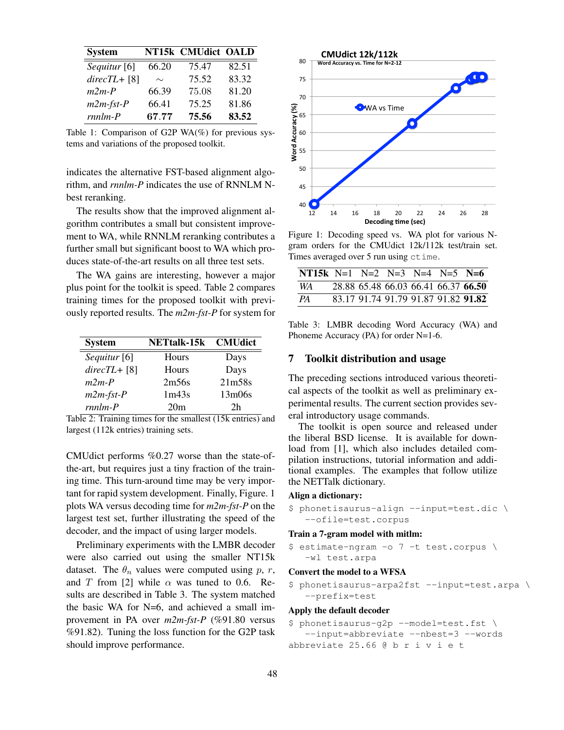| System | NT15k | CMUdict | OALD |
|---|---|---|---|
| *Sequitur* [6] | 66.20 | 75.47 | 82.51 |
| *directL+* [8] | ∼ | 75.52 | 83.32 |
| *m2m-P* | 66.39 | 75.08 | 81.20 |
| *m2m-fst-P* | 66.41 | 75.25 | 81.86 |
| *rnnlm-P* | **67.77** | **75.56** | **83.52** |

Table 1: Comparison of G2P WA(%) for previous systems and variations of the proposed toolkit.

indicates the alternative FST-based alignment algorithm, and *rnnlm-P* indicates the use of RNNLM N-best reranking.

The results show that the improved alignment algorithm contributes a small but consistent improvement to WA, while RNNLM reranking contributes a further small but significant boost to WA which produces state-of-the-art results on all three test sets.

The WA gains are interesting, however a major plus point for the toolkit is speed. Table 2 compares training times for the proposed toolkit with previously reported results. The *m2m-fst-P* for system for

| System | NETtalk-15k | CMUdict |
|---|---|---|
| *Sequitur* [6] | Hours | Days |
| *directL+* [8] | Hours | Days |
| *m2m-P* | 2m56s | 21m58s |
| *m2m-fst-P* | 1m43s | 13m06s |
| *rnnlm-P* | 20m | 2h |

Table 2: Training times for the smallest (15k entries) and largest (112k entries) training sets.

CMUdict performs %0.27 worse than the state-of-the-art, but requires just a tiny fraction of the training time. This turn-around time may be very important for rapid system development. Finally, Figure. 1 plots WA versus decoding time for *m2m-fst-P* on the largest test set, further illustrating the speed of the decoder, and the impact of using larger models.

Preliminary experiments with the LMBR decoder were also carried out using the smaller NT15k dataset. The $\theta_n$ values were computed using $p$, $r$, and $T$ from [2] while $\alpha$ was tuned to 0.6. Results are described in Table 3. The system matched the basic WA for N=6, and achieved a small improvement in PA over *m2m-fst-P* (%91.80 versus %91.82). Tuning the loss function for the G2P task should improve performance.

Figure 1: Decoding speed vs. WA plot for various N-gram orders for the CMUdict 12k/112k test/train set. Times averaged over 5 run using `ctime`.

| NT15k | N=1 | N=2 | N=3 | N=4 | N=5 | N=6 |
|---|---|---|---|---|---|---|
| *WA* | 28.88 | 65.48 | 66.03 | 66.41 | 66.37 | **66.50** |
| *PA* | 83.17 | 91.74 | 91.79 | 91.87 | 91.82 | **91.82** |

Table 3: LMBR decoding Word Accuracy (WA) and Phoneme Accuracy (PA) for order N=1-6.

## 7 Toolkit distribution and usage

The preceding sections introduced various theoretical aspects of the toolkit as well as preliminary experimental results. The current section provides several introductory usage commands.

The toolkit is open source and released under the liberal BSD license. It is available for download from [1], which also includes detailed compilation instructions, tutorial information and additional examples. The examples that follow utilize the NETTalk dictionary.

**Align a dictionary:**

```
$ phonetisaurus-align --input=test.dic \
   --ofile=test.corpus
```

**Train a 7-gram model with mitlm:**

```
$ estimate-ngram -o 7 -t test.corpus \
   -wl test.arpa
```

**Convert the model to a WFSA**

```
$ phonetisaurus-arpa2fst --input=test.arpa \
   --prefix=test
```

**Apply the default decoder**

```
$ phonetisaurus-g2p --model=test.fst \
   --input=abbreviate --nbest=3 --words
abbreviate 25.66 @ b r i v i e t
```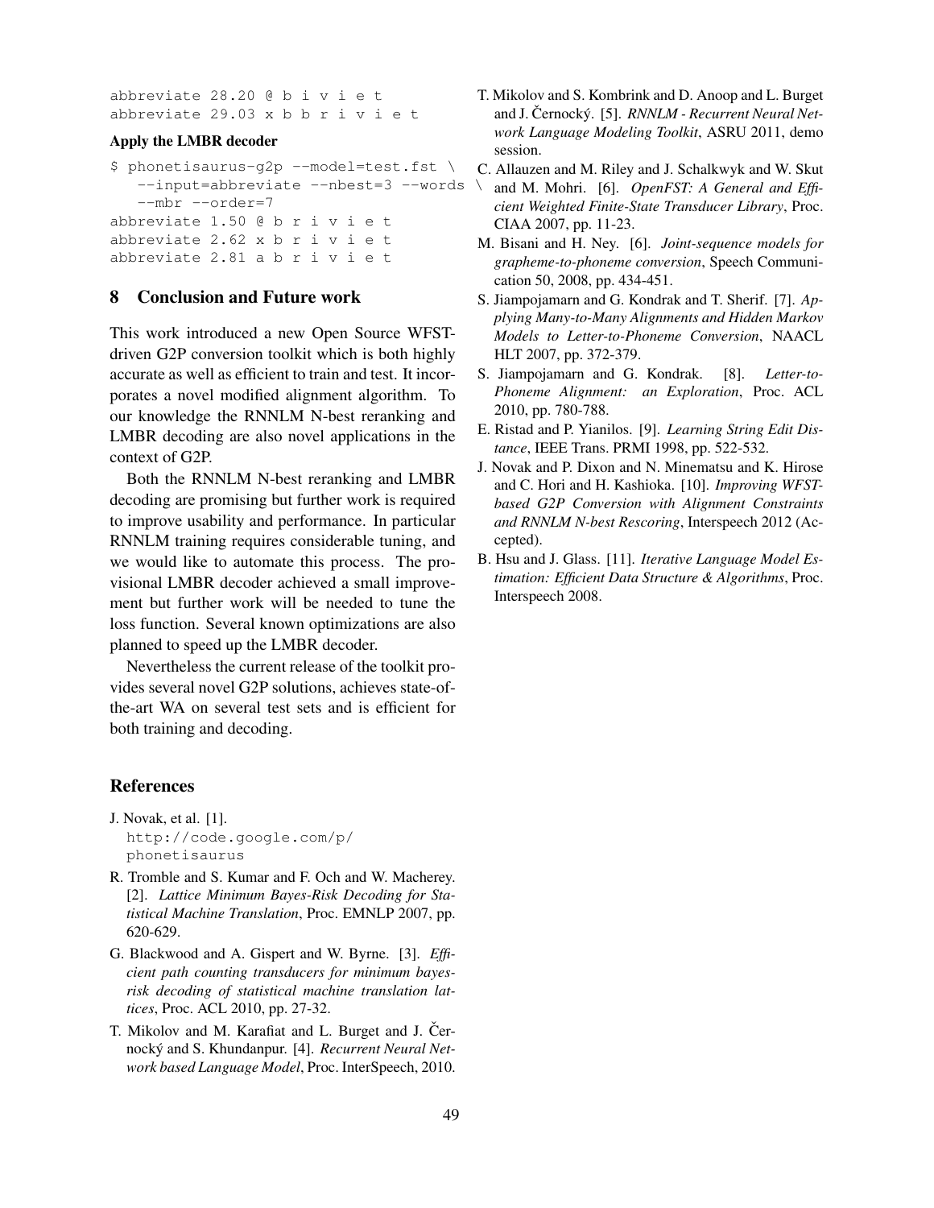```
abbreviate 28.20 @ b i v i e t
abbreviate 29.03 x b b r i v i e t
```

**Apply the LMBR decoder**

```
$ phonetisaurus-g2p --model=test.fst \
   --input=abbreviate --nbest=3 --words \
   --mbr --order=7
abbreviate 1.50 @ b r i v i e t
abbreviate 2.62 x b r i v i e t
abbreviate 2.81 a b r i v i e t
```

## 8 Conclusion and Future work

This work introduced a new Open Source WFST-driven G2P conversion toolkit which is both highly accurate as well as efficient to train and test. It incorporates a novel modified alignment algorithm. To our knowledge the RNNLM N-best reranking and LMBR decoding are also novel applications in the context of G2P.

Both the RNNLM N-best reranking and LMBR decoding are promising but further work is required to improve usability and performance. In particular RNNLM training requires considerable tuning, and we would like to automate this process. The provisional LMBR decoder achieved a small improvement but further work will be needed to tune the loss function. Several known optimizations are also planned to speed up the LMBR decoder.

Nevertheless the current release of the toolkit provides several novel G2P solutions, achieves state-of-the-art WA on several test sets and is efficient for both training and decoding.

## References

J. Novak, et al. [1]. http://code.google.com/p/phonetisaurus

R. Tromble and S. Kumar and F. Och and W. Macherey. [2]. *Lattice Minimum Bayes-Risk Decoding for Statistical Machine Translation*, Proc. EMNLP 2007, pp. 620-629.

G. Blackwood and A. Gispert and W. Byrne. [3]. *Efficient path counting transducers for minimum bayes-risk decoding of statistical machine translation lattices*, Proc. ACL 2010, pp. 27-32.

T. Mikolov and M. Karafiat and L. Burget and J. Černocký and S. Khundanpur. [4]. *Recurrent Neural Network based Language Model*, Proc. InterSpeech, 2010.

T. Mikolov and S. Kombrink and D. Anoop and L. Burget and J. Černocký. [5]. *RNNLM - Recurrent Neural Network Language Modeling Toolkit*, ASRU 2011, demo session.

C. Allauzen and M. Riley and J. Schalkwyk and W. Skut and M. Mohri. [6]. *OpenFST: A General and Efficient Weighted Finite-State Transducer Library*, Proc. CIAA 2007, pp. 11-23.

M. Bisani and H. Ney. [6]. *Joint-sequence models for grapheme-to-phoneme conversion*, Speech Communication 50, 2008, pp. 434-451.

S. Jiampojamarn and G. Kondrak and T. Sherif. [7]. *Applying Many-to-Many Alignments and Hidden Markov Models to Letter-to-Phoneme Conversion*, NAACL HLT 2007, pp. 372-379.

S. Jiampojamarn and G. Kondrak. [8]. *Letter-to-Phoneme Alignment: an Exploration*, Proc. ACL 2010, pp. 780-788.

E. Ristad and P. Yianilos. [9]. *Learning String Edit Distance*, IEEE Trans. PRMI 1998, pp. 522-532.

J. Novak and P. Dixon and N. Minematsu and K. Hirose and C. Hori and H. Kashioka. [10]. *Improving WFST-based G2P Conversion with Alignment Constraints and RNNLM N-best Rescoring*, Interspeech 2012 (Accepted).

B. Hsu and J. Glass. [11]. *Iterative Language Model Estimation: Efficient Data Structure & Algorithms*, Proc. Interspeech 2008.